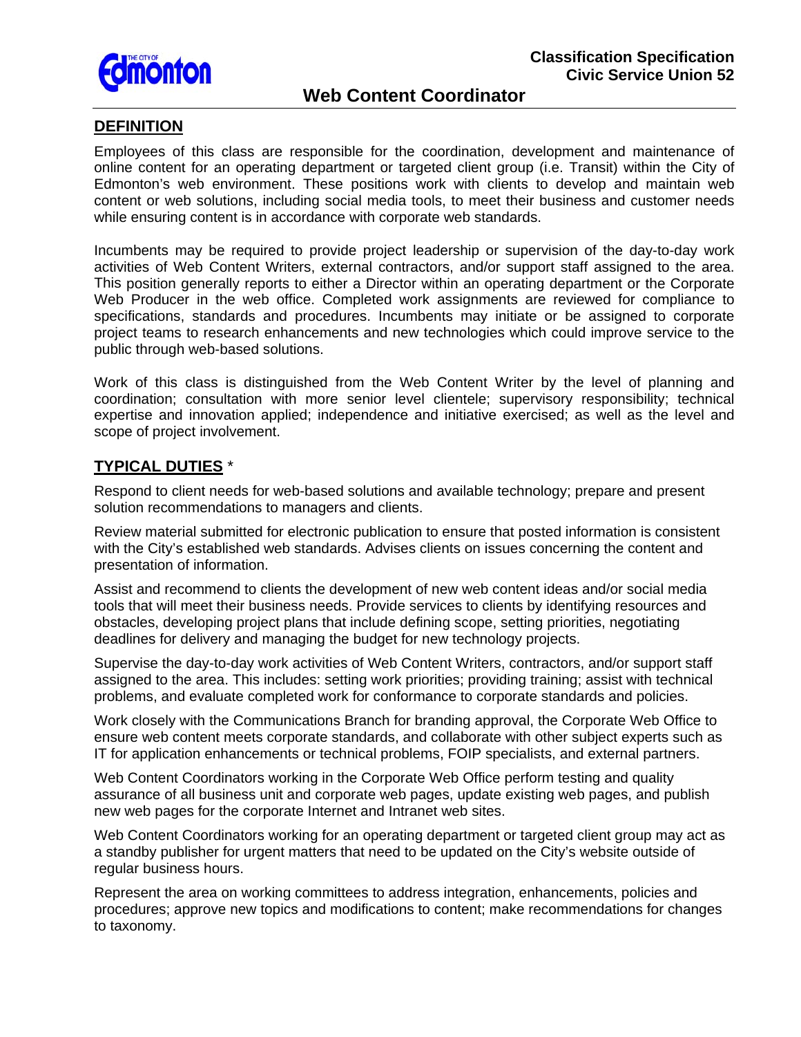**Classification Specification**
**Civic Service Union 52**

# Web Content Coordinator

## DEFINITION

Employees of this class are responsible for the coordination, development and maintenance of online content for an operating department or targeted client group (i.e. Transit) within the City of Edmonton's web environment. These positions work with clients to develop and maintain web content or web solutions, including social media tools, to meet their business and customer needs while ensuring content is in accordance with corporate web standards.

Incumbents may be required to provide project leadership or supervision of the day-to-day work activities of Web Content Writers, external contractors, and/or support staff assigned to the area. This position generally reports to either a Director within an operating department or the Corporate Web Producer in the web office. Completed work assignments are reviewed for compliance to specifications, standards and procedures. Incumbents may initiate or be assigned to corporate project teams to research enhancements and new technologies which could improve service to the public through web-based solutions.

Work of this class is distinguished from the Web Content Writer by the level of planning and coordination; consultation with more senior level clientele; supervisory responsibility; technical expertise and innovation applied; independence and initiative exercised; as well as the level and scope of project involvement.

## TYPICAL DUTIES *

Respond to client needs for web-based solutions and available technology; prepare and present solution recommendations to managers and clients.

Review material submitted for electronic publication to ensure that posted information is consistent with the City's established web standards. Advises clients on issues concerning the content and presentation of information.

Assist and recommend to clients the development of new web content ideas and/or social media tools that will meet their business needs. Provide services to clients by identifying resources and obstacles, developing project plans that include defining scope, setting priorities, negotiating deadlines for delivery and managing the budget for new technology projects.

Supervise the day-to-day work activities of Web Content Writers, contractors, and/or support staff assigned to the area. This includes: setting work priorities; providing training; assist with technical problems, and evaluate completed work for conformance to corporate standards and policies.

Work closely with the Communications Branch for branding approval, the Corporate Web Office to ensure web content meets corporate standards, and collaborate with other subject experts such as IT for application enhancements or technical problems, FOIP specialists, and external partners.

Web Content Coordinators working in the Corporate Web Office perform testing and quality assurance of all business unit and corporate web pages, update existing web pages, and publish new web pages for the corporate Internet and Intranet web sites.

Web Content Coordinators working for an operating department or targeted client group may act as a standby publisher for urgent matters that need to be updated on the City's website outside of regular business hours.

Represent the area on working committees to address integration, enhancements, policies and procedures; approve new topics and modifications to content; make recommendations for changes to taxonomy.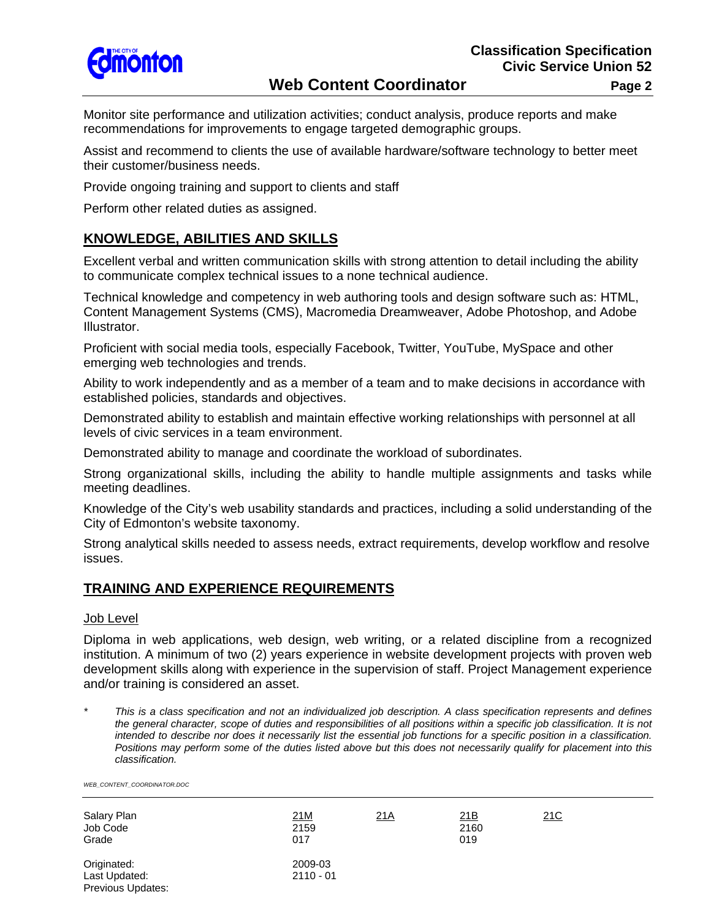Monitor site performance and utilization activities; conduct analysis, produce reports and make recommendations for improvements to engage targeted demographic groups.

Assist and recommend to clients the use of available hardware/software technology to better meet their customer/business needs.

Provide ongoing training and support to clients and staff

Perform other related duties as assigned.

## KNOWLEDGE, ABILITIES AND SKILLS

Excellent verbal and written communication skills with strong attention to detail including the ability to communicate complex technical issues to a none technical audience.

Technical knowledge and competency in web authoring tools and design software such as: HTML, Content Management Systems (CMS), Macromedia Dreamweaver, Adobe Photoshop, and Adobe Illustrator.

Proficient with social media tools, especially Facebook, Twitter, YouTube, MySpace and other emerging web technologies and trends.

Ability to work independently and as a member of a team and to make decisions in accordance with established policies, standards and objectives.

Demonstrated ability to establish and maintain effective working relationships with personnel at all levels of civic services in a team environment.

Demonstrated ability to manage and coordinate the workload of subordinates.

Strong organizational skills, including the ability to handle multiple assignments and tasks while meeting deadlines.

Knowledge of the City's web usability standards and practices, including a solid understanding of the City of Edmonton's website taxonomy.

Strong analytical skills needed to assess needs, extract requirements, develop workflow and resolve issues.

## TRAINING AND EXPERIENCE REQUIREMENTS

Job Level

Diploma in web applications, web design, web writing, or a related discipline from a recognized institution. A minimum of two (2) years experience in website development projects with proven web development skills along with experience in the supervision of staff. Project Management experience and/or training is considered an asset.

\* *This is a class specification and not an individualized job description. A class specification represents and defines the general character, scope of duties and responsibilities of all positions within a specific job classification. It is not intended to describe nor does it necessarily list the essential job functions for a specific position in a classification. Positions may perform some of the duties listed above but this does not necessarily qualify for placement into this classification.*

*WEB_CONTENT_COORDINATOR.DOC*

| | | | | |
|---|---|---|---|---|
| Salary Plan | 21M | 21A | 21B | 21C |
| Job Code | 2159 | | 2160 | |
| Grade | 017 | | 019 | |

Originated: 2009-03
Last Updated: 2110 - 01
Previous Updates: